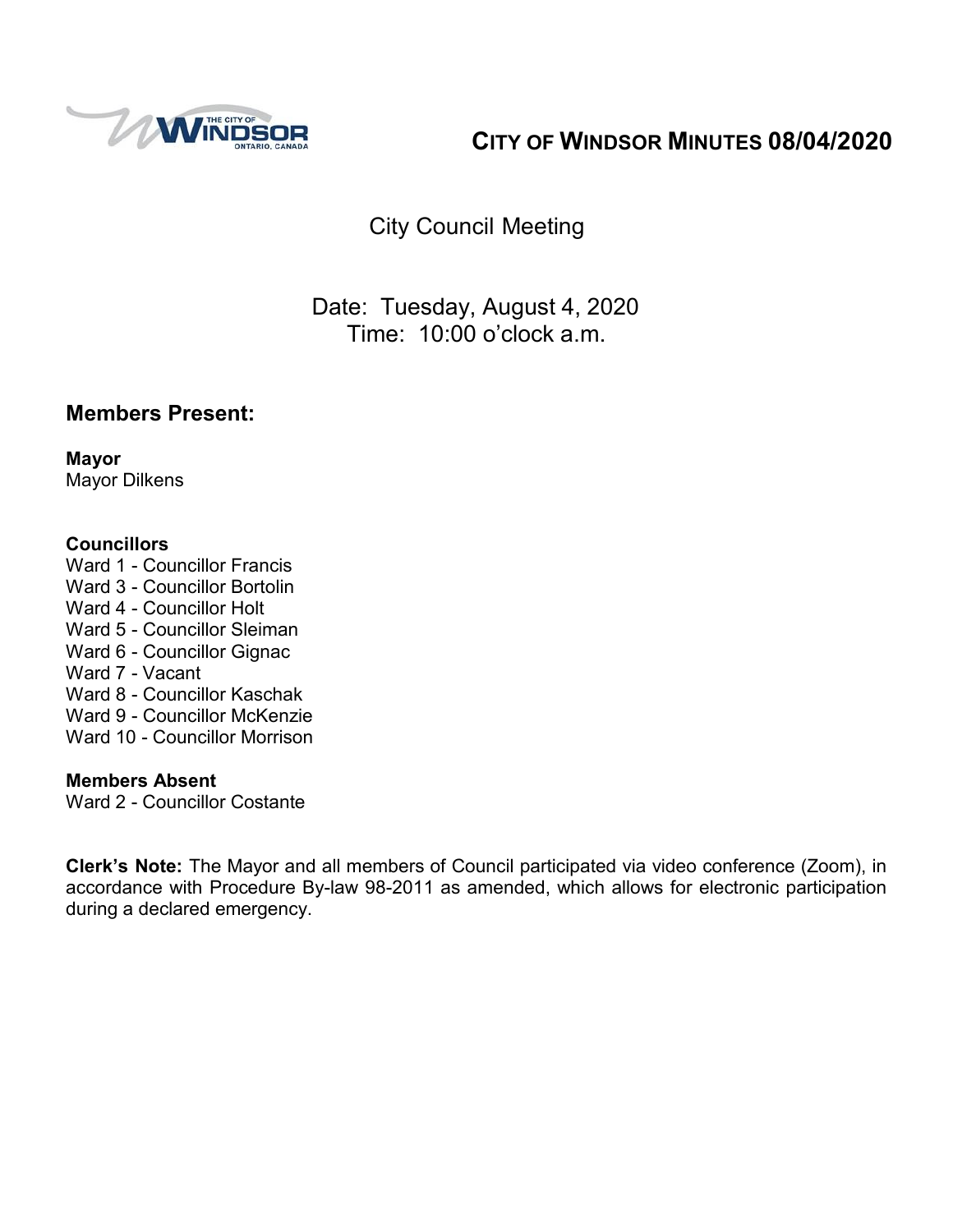# CITY OF WINDSOR MINUTES 08/04/2020

City Council Meeting

Date: Tuesday, August 4, 2020
Time: 10:00 o'clock a.m.

## Members Present:

**Mayor**
Mayor Dilkens

**Councillors**
Ward 1 - Councillor Francis
Ward 3 - Councillor Bortolin
Ward 4 - Councillor Holt
Ward 5 - Councillor Sleiman
Ward 6 - Councillor Gignac
Ward 7 - Vacant
Ward 8 - Councillor Kaschak
Ward 9 - Councillor McKenzie
Ward 10 - Councillor Morrison

**Members Absent**
Ward 2 - Councillor Costante

**Clerk's Note:** The Mayor and all members of Council participated via video conference (Zoom), in accordance with Procedure By-law 98-2011 as amended, which allows for electronic participation during a declared emergency.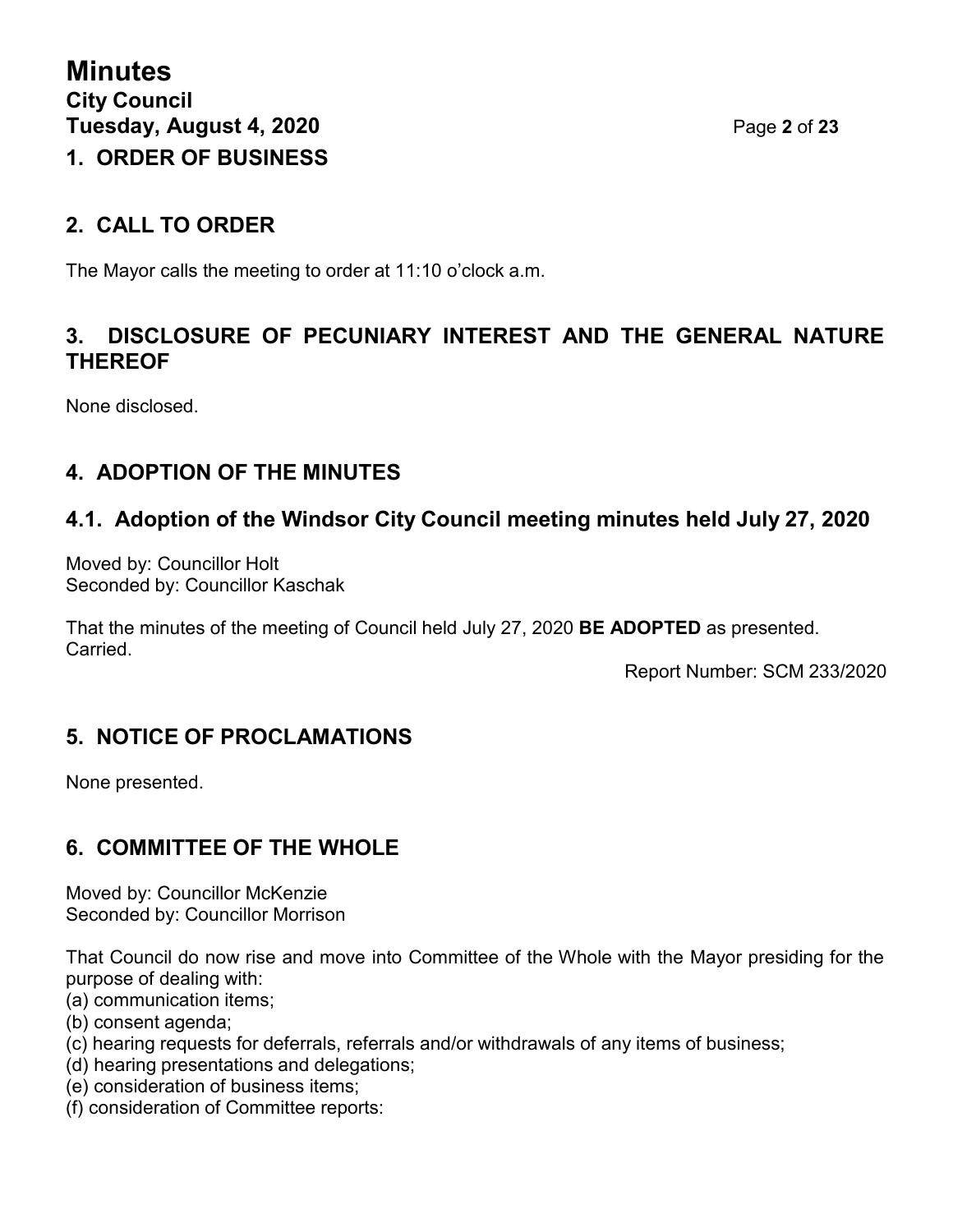# 1. ORDER OF BUSINESS

## 2. CALL TO ORDER

The Mayor calls the meeting to order at 11:10 o'clock a.m.

## 3. DISCLOSURE OF PECUNIARY INTEREST AND THE GENERAL NATURE THEREOF

None disclosed.

## 4. ADOPTION OF THE MINUTES

### 4.1. Adoption of the Windsor City Council meeting minutes held July 27, 2020

Moved by: Councillor Holt
Seconded by: Councillor Kaschak

That the minutes of the meeting of Council held July 27, 2020 **BE ADOPTED** as presented.
Carried.

Report Number: SCM 233/2020

## 5. NOTICE OF PROCLAMATIONS

None presented.

## 6. COMMITTEE OF THE WHOLE

Moved by: Councillor McKenzie
Seconded by: Councillor Morrison

That Council do now rise and move into Committee of the Whole with the Mayor presiding for the purpose of dealing with:
(a) communication items;
(b) consent agenda;
(c) hearing requests for deferrals, referrals and/or withdrawals of any items of business;
(d) hearing presentations and delegations;
(e) consideration of business items;
(f) consideration of Committee reports: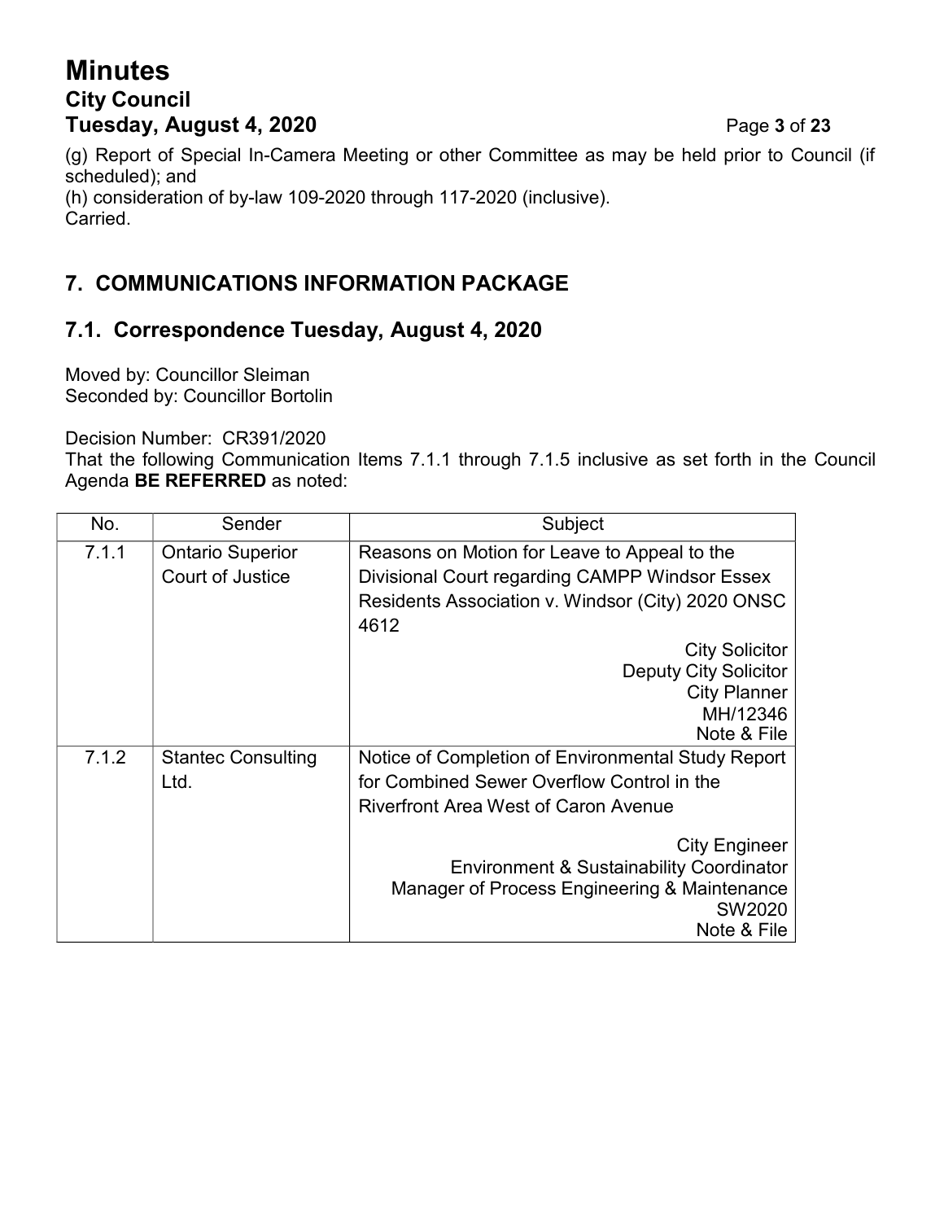(g) Report of Special In-Camera Meeting or other Committee as may be held prior to Council (if scheduled); and
(h) consideration of by-law 109-2020 through 117-2020 (inclusive).
Carried.

## 7. COMMUNICATIONS INFORMATION PACKAGE

### 7.1. Correspondence Tuesday, August 4, 2020

Moved by: Councillor Sleiman
Seconded by: Councillor Bortolin

Decision Number: CR391/2020
That the following Communication Items 7.1.1 through 7.1.5 inclusive as set forth in the Council Agenda **BE REFERRED** as noted:

| No. | Sender | Subject |
|---|---|---|
| 7.1.1 | Ontario Superior Court of Justice | Reasons on Motion for Leave to Appeal to the Divisional Court regarding CAMPP Windsor Essex Residents Association v. Windsor (City) 2020 ONSC 4612<br>City Solicitor<br>Deputy City Solicitor<br>City Planner<br>MH/12346<br>Note & File |
| 7.1.2 | Stantec Consulting Ltd. | Notice of Completion of Environmental Study Report for Combined Sewer Overflow Control in the Riverfront Area West of Caron Avenue<br>City Engineer<br>Environment & Sustainability Coordinator<br>Manager of Process Engineering & Maintenance<br>SW2020<br>Note & File |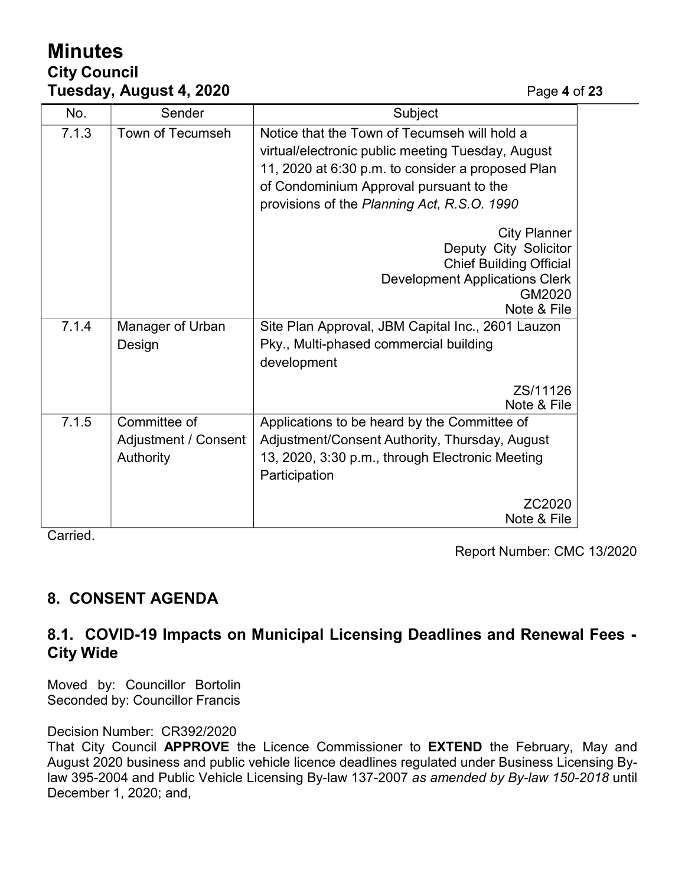| No. | Sender | Subject |
|---|---|---|
| 7.1.3 | Town of Tecumseh | Notice that the Town of Tecumseh will hold a virtual/electronic public meeting Tuesday, August 11, 2020 at 6:30 p.m. to consider a proposed Plan of Condominium Approval pursuant to the provisions of the *Planning Act, R.S.O. 1990*<br><br>City Planner<br>Deputy City Solicitor<br>Chief Building Official<br>Development Applications Clerk<br>GM2020<br>Note & File |
| 7.1.4 | Manager of Urban Design | Site Plan Approval, JBM Capital Inc., 2601 Lauzon Pky., Multi-phased commercial building development<br><br>ZS/11126<br>Note & File |
| 7.1.5 | Committee of Adjustment / Consent Authority | Applications to be heard by the Committee of Adjustment/Consent Authority, Thursday, August 13, 2020, 3:30 p.m., through Electronic Meeting Participation<br><br>ZC2020<br>Note & File |

Carried.

Report Number: CMC 13/2020

## 8. CONSENT AGENDA

### 8.1. COVID-19 Impacts on Municipal Licensing Deadlines and Renewal Fees - City Wide

Moved by: Councillor Bortolin
Seconded by: Councillor Francis

Decision Number: CR392/2020
That City Council **APPROVE** the Licence Commissioner to **EXTEND** the February, May and August 2020 business and public vehicle licence deadlines regulated under Business Licensing By-law 395-2004 and Public Vehicle Licensing By-law 137-2007 *as amended by By-law 150-2018* until December 1, 2020; and,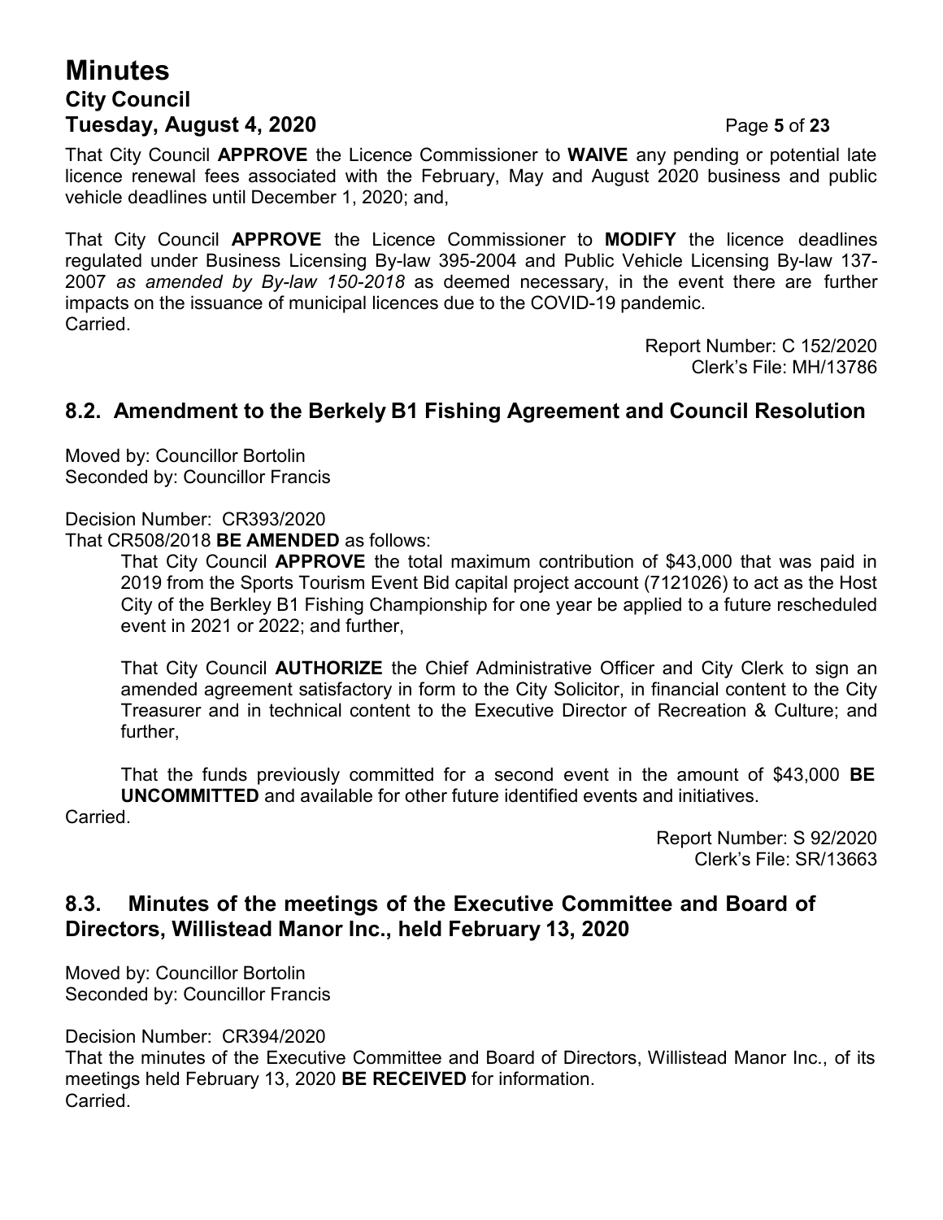That City Council **APPROVE** the Licence Commissioner to **WAIVE** any pending or potential late licence renewal fees associated with the February, May and August 2020 business and public vehicle deadlines until December 1, 2020; and,

That City Council **APPROVE** the Licence Commissioner to **MODIFY** the licence deadlines regulated under Business Licensing By-law 395-2004 and Public Vehicle Licensing By-law 137-2007 *as amended by By-law 150-2018* as deemed necessary, in the event there are further impacts on the issuance of municipal licences due to the COVID-19 pandemic.
Carried.

Report Number: C 152/2020
Clerk's File: MH/13786

## 8.2. Amendment to the Berkely B1 Fishing Agreement and Council Resolution

Moved by: Councillor Bortolin
Seconded by: Councillor Francis

Decision Number: CR393/2020
That CR508/2018 **BE AMENDED** as follows:

That City Council **APPROVE** the total maximum contribution of $43,000 that was paid in 2019 from the Sports Tourism Event Bid capital project account (7121026) to act as the Host City of the Berkley B1 Fishing Championship for one year be applied to a future rescheduled event in 2021 or 2022; and further,

That City Council **AUTHORIZE** the Chief Administrative Officer and City Clerk to sign an amended agreement satisfactory in form to the City Solicitor, in financial content to the City Treasurer and in technical content to the Executive Director of Recreation & Culture; and further,

That the funds previously committed for a second event in the amount of $43,000 **BE UNCOMMITTED** and available for other future identified events and initiatives.

Carried.

Report Number: S 92/2020
Clerk's File: SR/13663

## 8.3. Minutes of the meetings of the Executive Committee and Board of Directors, Willistead Manor Inc., held February 13, 2020

Moved by: Councillor Bortolin
Seconded by: Councillor Francis

Decision Number: CR394/2020
That the minutes of the Executive Committee and Board of Directors, Willistead Manor Inc., of its meetings held February 13, 2020 **BE RECEIVED** for information.
Carried.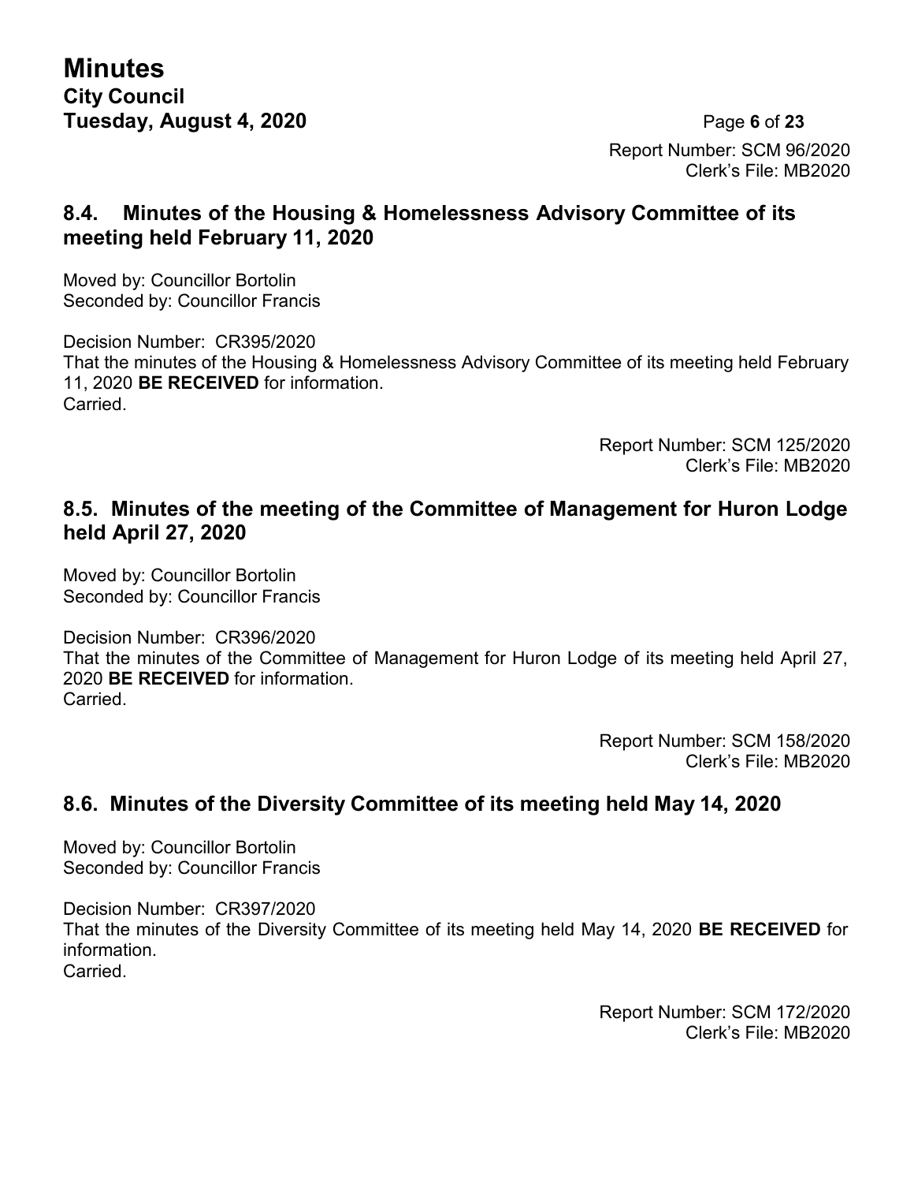Report Number: SCM 96/2020
Clerk's File: MB2020

## 8.4. Minutes of the Housing & Homelessness Advisory Committee of its meeting held February 11, 2020

Moved by: Councillor Bortolin
Seconded by: Councillor Francis

Decision Number: CR395/2020
That the minutes of the Housing & Homelessness Advisory Committee of its meeting held February 11, 2020 **BE RECEIVED** for information.
Carried.

Report Number: SCM 125/2020
Clerk's File: MB2020

## 8.5. Minutes of the meeting of the Committee of Management for Huron Lodge held April 27, 2020

Moved by: Councillor Bortolin
Seconded by: Councillor Francis

Decision Number: CR396/2020
That the minutes of the Committee of Management for Huron Lodge of its meeting held April 27, 2020 **BE RECEIVED** for information.
Carried.

Report Number: SCM 158/2020
Clerk's File: MB2020

## 8.6. Minutes of the Diversity Committee of its meeting held May 14, 2020

Moved by: Councillor Bortolin
Seconded by: Councillor Francis

Decision Number: CR397/2020
That the minutes of the Diversity Committee of its meeting held May 14, 2020 **BE RECEIVED** for information.
Carried.

Report Number: SCM 172/2020
Clerk's File: MB2020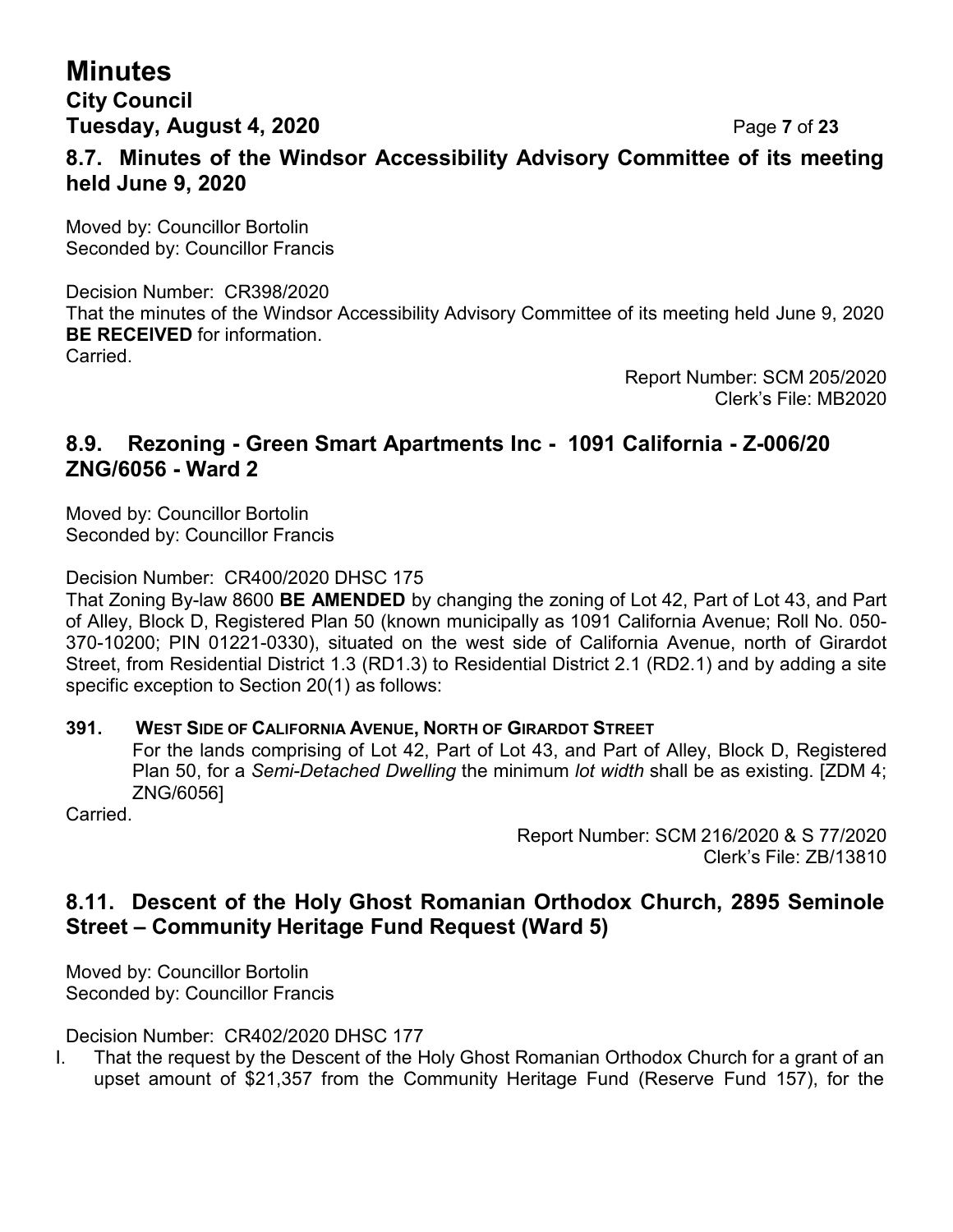## 8.7. Minutes of the Windsor Accessibility Advisory Committee of its meeting held June 9, 2020

Moved by: Councillor Bortolin
Seconded by: Councillor Francis

Decision Number: CR398/2020
That the minutes of the Windsor Accessibility Advisory Committee of its meeting held June 9, 2020 **BE RECEIVED** for information.
Carried.

Report Number: SCM 205/2020
Clerk's File: MB2020

## 8.9. Rezoning - Green Smart Apartments Inc - 1091 California - Z-006/20 ZNG/6056 - Ward 2

Moved by: Councillor Bortolin
Seconded by: Councillor Francis

Decision Number: CR400/2020 DHSC 175
That Zoning By-law 8600 **BE AMENDED** by changing the zoning of Lot 42, Part of Lot 43, and Part of Alley, Block D, Registered Plan 50 (known municipally as 1091 California Avenue; Roll No. 050-370-10200; PIN 01221-0330), situated on the west side of California Avenue, north of Girardot Street, from Residential District 1.3 (RD1.3) to Residential District 2.1 (RD2.1) and by adding a site specific exception to Section 20(1) as follows:

**391. WEST SIDE OF CALIFORNIA AVENUE, NORTH OF GIRARDOT STREET**
For the lands comprising of Lot 42, Part of Lot 43, and Part of Alley, Block D, Registered Plan 50, for a *Semi-Detached Dwelling* the minimum *lot width* shall be as existing. [ZDM 4; ZNG/6056]

Carried.

Report Number: SCM 216/2020 & S 77/2020
Clerk's File: ZB/13810

## 8.11. Descent of the Holy Ghost Romanian Orthodox Church, 2895 Seminole Street – Community Heritage Fund Request (Ward 5)

Moved by: Councillor Bortolin
Seconded by: Councillor Francis

Decision Number: CR402/2020 DHSC 177

I. That the request by the Descent of the Holy Ghost Romanian Orthodox Church for a grant of an upset amount of $21,357 from the Community Heritage Fund (Reserve Fund 157), for the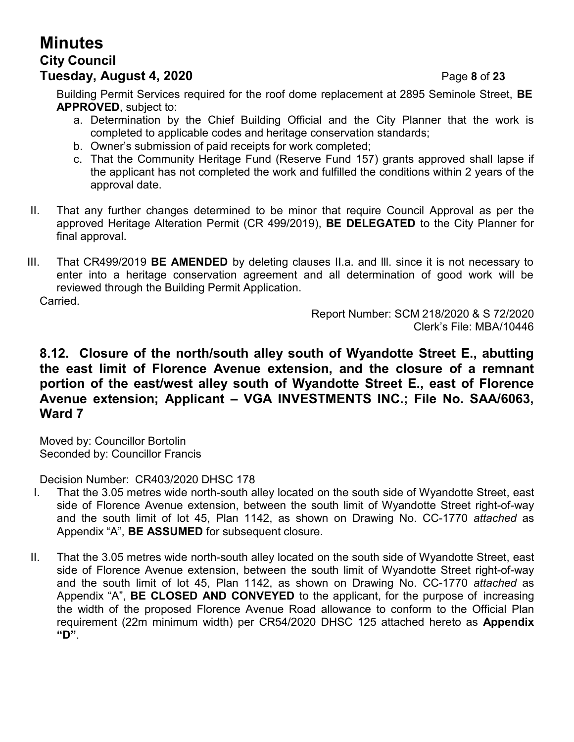Building Permit Services required for the roof dome replacement at 2895 Seminole Street, **BE APPROVED**, subject to:

a. Determination by the Chief Building Official and the City Planner that the work is completed to applicable codes and heritage conservation standards;
b. Owner's submission of paid receipts for work completed;
c. That the Community Heritage Fund (Reserve Fund 157) grants approved shall lapse if the applicant has not completed the work and fulfilled the conditions within 2 years of the approval date.

II. That any further changes determined to be minor that require Council Approval as per the approved Heritage Alteration Permit (CR 499/2019), **BE DELEGATED** to the City Planner for final approval.

III. That CR499/2019 **BE AMENDED** by deleting clauses II.a. and lll. since it is not necessary to enter into a heritage conservation agreement and all determination of good work will be reviewed through the Building Permit Application.

Carried.

Report Number: SCM 218/2020 & S 72/2020
Clerk's File: MBA/10446

### 8.12. Closure of the north/south alley south of Wyandotte Street E., abutting the east limit of Florence Avenue extension, and the closure of a remnant portion of the east/west alley south of Wyandotte Street E., east of Florence Avenue extension; Applicant – VGA INVESTMENTS INC.; File No. SAA/6063, Ward 7

Moved by: Councillor Bortolin
Seconded by: Councillor Francis

Decision Number: CR403/2020 DHSC 178

I. That the 3.05 metres wide north-south alley located on the south side of Wyandotte Street, east side of Florence Avenue extension, between the south limit of Wyandotte Street right-of-way and the south limit of lot 45, Plan 1142, as shown on Drawing No. CC-1770 *attached* as Appendix "A", **BE ASSUMED** for subsequent closure.

II. That the 3.05 metres wide north-south alley located on the south side of Wyandotte Street, east side of Florence Avenue extension, between the south limit of Wyandotte Street right-of-way and the south limit of lot 45, Plan 1142, as shown on Drawing No. CC-1770 *attached* as Appendix "A", **BE CLOSED AND CONVEYED** to the applicant, for the purpose of increasing the width of the proposed Florence Avenue Road allowance to conform to the Official Plan requirement (22m minimum width) per CR54/2020 DHSC 125 attached hereto as **Appendix "D"**.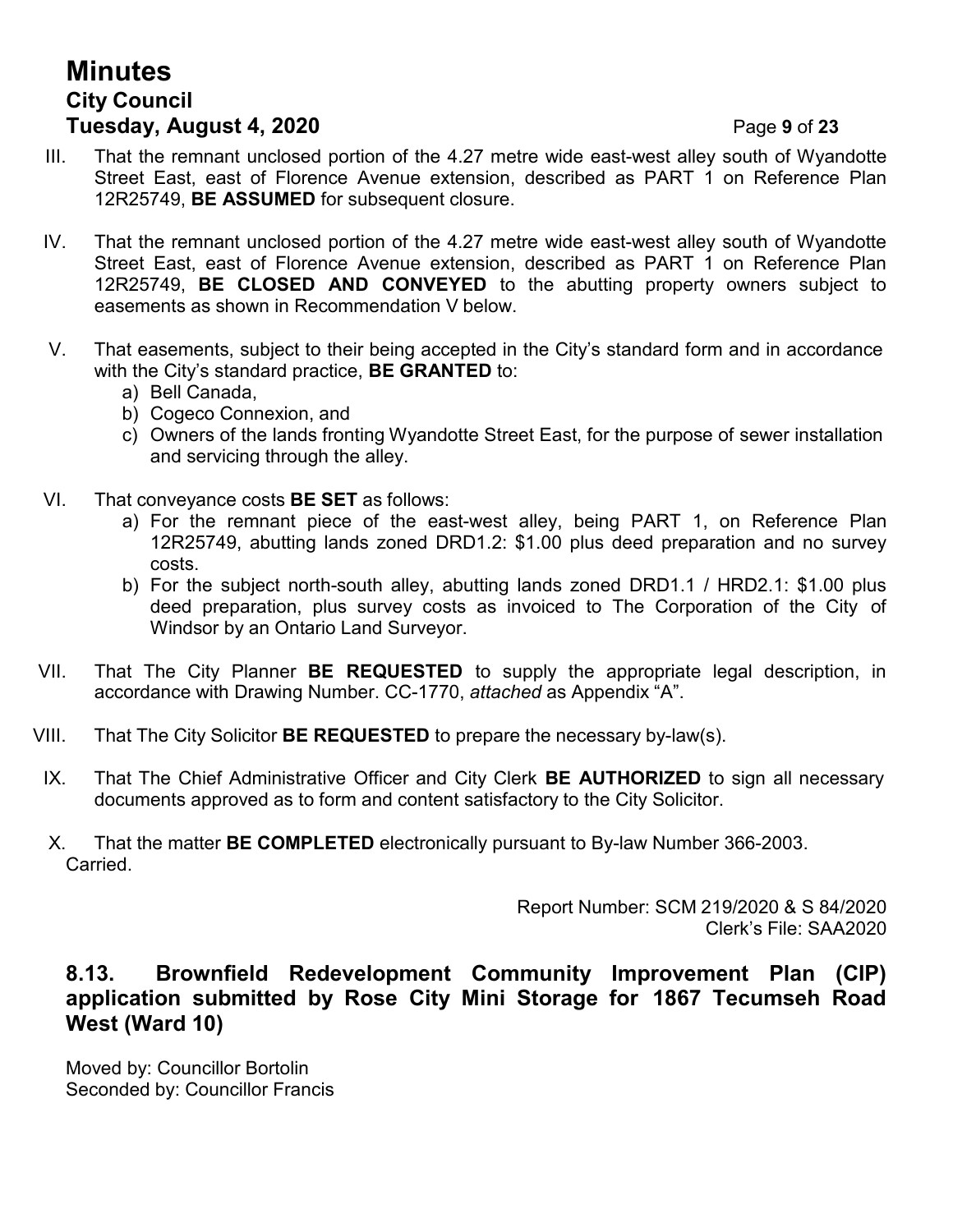III. That the remnant unclosed portion of the 4.27 metre wide east-west alley south of Wyandotte Street East, east of Florence Avenue extension, described as PART 1 on Reference Plan 12R25749, **BE ASSUMED** for subsequent closure.

IV. That the remnant unclosed portion of the 4.27 metre wide east-west alley south of Wyandotte Street East, east of Florence Avenue extension, described as PART 1 on Reference Plan 12R25749, **BE CLOSED AND CONVEYED** to the abutting property owners subject to easements as shown in Recommendation V below.

V. That easements, subject to their being accepted in the City's standard form and in accordance with the City's standard practice, **BE GRANTED** to:
   a) Bell Canada,
   b) Cogeco Connexion, and
   c) Owners of the lands fronting Wyandotte Street East, for the purpose of sewer installation and servicing through the alley.

VI. That conveyance costs **BE SET** as follows:
   a) For the remnant piece of the east-west alley, being PART 1, on Reference Plan 12R25749, abutting lands zoned DRD1.2: $1.00 plus deed preparation and no survey costs.
   b) For the subject north-south alley, abutting lands zoned DRD1.1 / HRD2.1: $1.00 plus deed preparation, plus survey costs as invoiced to The Corporation of the City of Windsor by an Ontario Land Surveyor.

VII. That The City Planner **BE REQUESTED** to supply the appropriate legal description, in accordance with Drawing Number. CC-1770, *attached* as Appendix "A".

VIII. That The City Solicitor **BE REQUESTED** to prepare the necessary by-law(s).

IX. That The Chief Administrative Officer and City Clerk **BE AUTHORIZED** to sign all necessary documents approved as to form and content satisfactory to the City Solicitor.

X. That the matter **BE COMPLETED** electronically pursuant to By-law Number 366-2003.

Carried.

Report Number: SCM 219/2020 & S 84/2020
Clerk's File: SAA2020

### 8.13. Brownfield Redevelopment Community Improvement Plan (CIP) application submitted by Rose City Mini Storage for 1867 Tecumseh Road West (Ward 10)

Moved by: Councillor Bortolin
Seconded by: Councillor Francis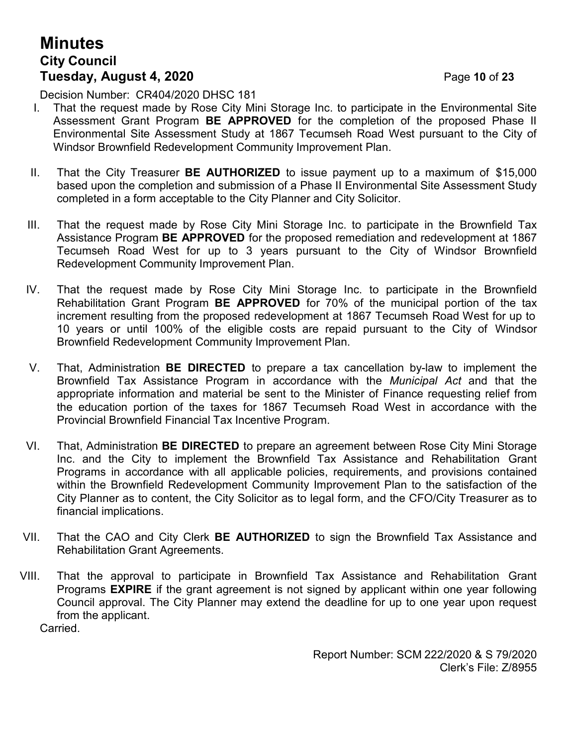Decision Number: CR404/2020 DHSC 181

I. That the request made by Rose City Mini Storage Inc. to participate in the Environmental Site Assessment Grant Program **BE APPROVED** for the completion of the proposed Phase II Environmental Site Assessment Study at 1867 Tecumseh Road West pursuant to the City of Windsor Brownfield Redevelopment Community Improvement Plan.

II. That the City Treasurer **BE AUTHORIZED** to issue payment up to a maximum of $15,000 based upon the completion and submission of a Phase II Environmental Site Assessment Study completed in a form acceptable to the City Planner and City Solicitor.

III. That the request made by Rose City Mini Storage Inc. to participate in the Brownfield Tax Assistance Program **BE APPROVED** for the proposed remediation and redevelopment at 1867 Tecumseh Road West for up to 3 years pursuant to the City of Windsor Brownfield Redevelopment Community Improvement Plan.

IV. That the request made by Rose City Mini Storage Inc. to participate in the Brownfield Rehabilitation Grant Program **BE APPROVED** for 70% of the municipal portion of the tax increment resulting from the proposed redevelopment at 1867 Tecumseh Road West for up to 10 years or until 100% of the eligible costs are repaid pursuant to the City of Windsor Brownfield Redevelopment Community Improvement Plan.

V. That, Administration **BE DIRECTED** to prepare a tax cancellation by-law to implement the Brownfield Tax Assistance Program in accordance with the *Municipal Act* and that the appropriate information and material be sent to the Minister of Finance requesting relief from the education portion of the taxes for 1867 Tecumseh Road West in accordance with the Provincial Brownfield Financial Tax Incentive Program.

VI. That, Administration **BE DIRECTED** to prepare an agreement between Rose City Mini Storage Inc. and the City to implement the Brownfield Tax Assistance and Rehabilitation Grant Programs in accordance with all applicable policies, requirements, and provisions contained within the Brownfield Redevelopment Community Improvement Plan to the satisfaction of the City Planner as to content, the City Solicitor as to legal form, and the CFO/City Treasurer as to financial implications.

VII. That the CAO and City Clerk **BE AUTHORIZED** to sign the Brownfield Tax Assistance and Rehabilitation Grant Agreements.

VIII. That the approval to participate in Brownfield Tax Assistance and Rehabilitation Grant Programs **EXPIRE** if the grant agreement is not signed by applicant within one year following Council approval. The City Planner may extend the deadline for up to one year upon request from the applicant.

Carried.

Report Number: SCM 222/2020 & S 79/2020
Clerk's File: Z/8955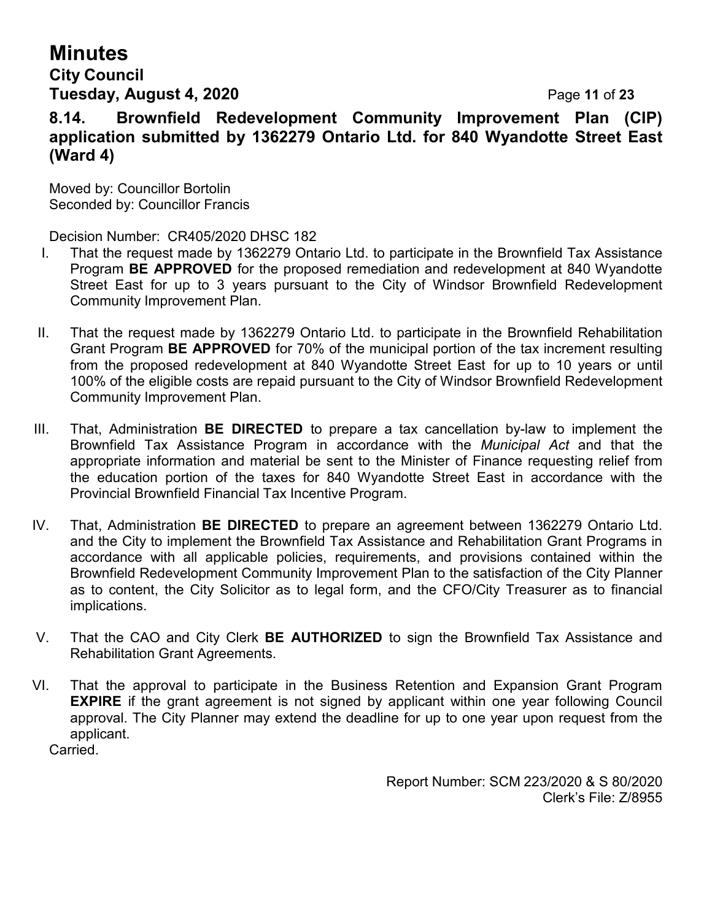### 8.14. Brownfield Redevelopment Community Improvement Plan (CIP) application submitted by 1362279 Ontario Ltd. for 840 Wyandotte Street East (Ward 4)

Moved by: Councillor Bortolin
Seconded by: Councillor Francis

Decision Number: CR405/2020 DHSC 182

I. That the request made by 1362279 Ontario Ltd. to participate in the Brownfield Tax Assistance Program **BE APPROVED** for the proposed remediation and redevelopment at 840 Wyandotte Street East for up to 3 years pursuant to the City of Windsor Brownfield Redevelopment Community Improvement Plan.

II. That the request made by 1362279 Ontario Ltd. to participate in the Brownfield Rehabilitation Grant Program **BE APPROVED** for 70% of the municipal portion of the tax increment resulting from the proposed redevelopment at 840 Wyandotte Street East for up to 10 years or until 100% of the eligible costs are repaid pursuant to the City of Windsor Brownfield Redevelopment Community Improvement Plan.

III. That, Administration **BE DIRECTED** to prepare a tax cancellation by-law to implement the Brownfield Tax Assistance Program in accordance with the *Municipal Act* and that the appropriate information and material be sent to the Minister of Finance requesting relief from the education portion of the taxes for 840 Wyandotte Street East in accordance with the Provincial Brownfield Financial Tax Incentive Program.

IV. That, Administration **BE DIRECTED** to prepare an agreement between 1362279 Ontario Ltd. and the City to implement the Brownfield Tax Assistance and Rehabilitation Grant Programs in accordance with all applicable policies, requirements, and provisions contained within the Brownfield Redevelopment Community Improvement Plan to the satisfaction of the City Planner as to content, the City Solicitor as to legal form, and the CFO/City Treasurer as to financial implications.

V. That the CAO and City Clerk **BE AUTHORIZED** to sign the Brownfield Tax Assistance and Rehabilitation Grant Agreements.

VI. That the approval to participate in the Business Retention and Expansion Grant Program **EXPIRE** if the grant agreement is not signed by applicant within one year following Council approval. The City Planner may extend the deadline for up to one year upon request from the applicant.

Carried.

Report Number: SCM 223/2020 & S 80/2020
Clerk's File: Z/8955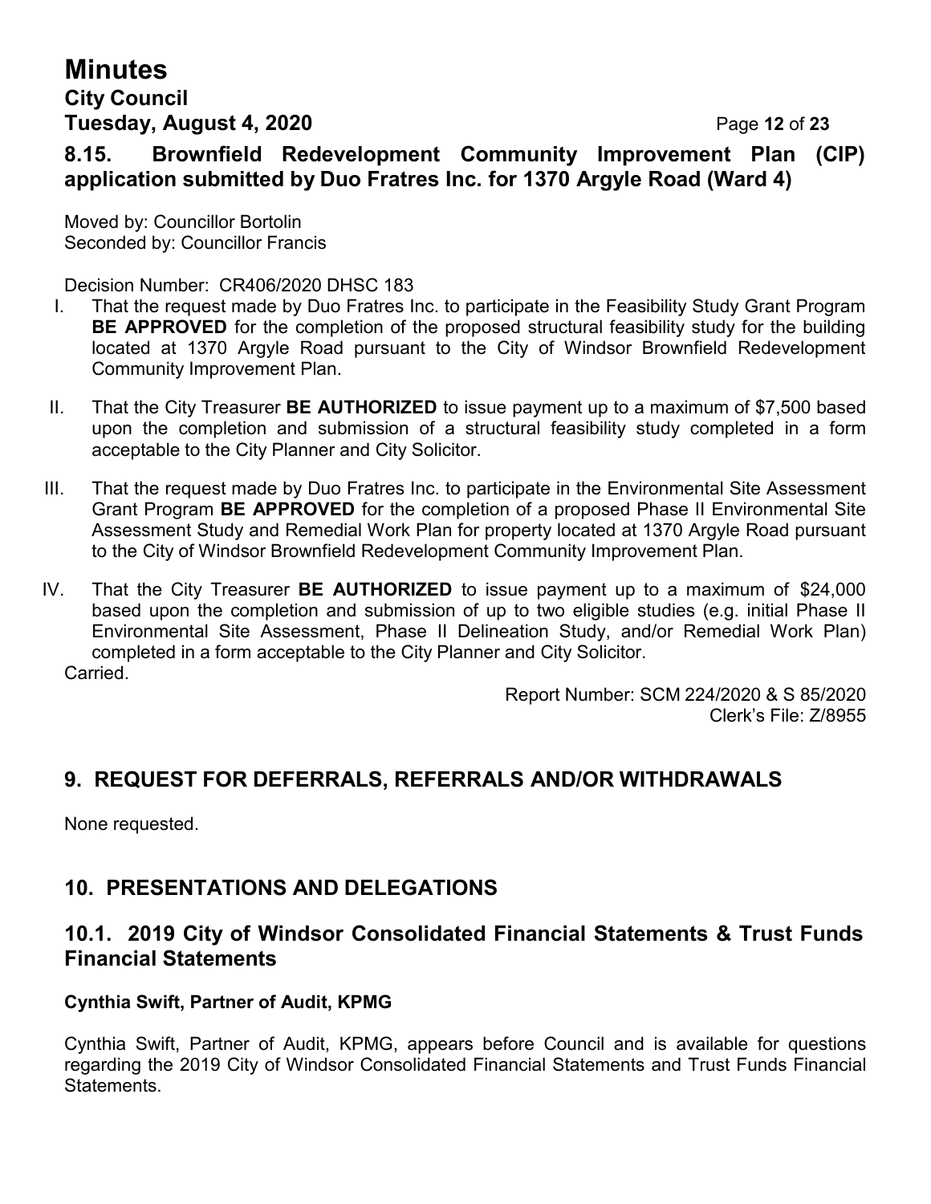### 8.15. Brownfield Redevelopment Community Improvement Plan (CIP) application submitted by Duo Fratres Inc. for 1370 Argyle Road (Ward 4)

Moved by: Councillor Bortolin
Seconded by: Councillor Francis

Decision Number: CR406/2020 DHSC 183

I. That the request made by Duo Fratres Inc. to participate in the Feasibility Study Grant Program **BE APPROVED** for the completion of the proposed structural feasibility study for the building located at 1370 Argyle Road pursuant to the City of Windsor Brownfield Redevelopment Community Improvement Plan.

II. That the City Treasurer **BE AUTHORIZED** to issue payment up to a maximum of $7,500 based upon the completion and submission of a structural feasibility study completed in a form acceptable to the City Planner and City Solicitor.

III. That the request made by Duo Fratres Inc. to participate in the Environmental Site Assessment Grant Program **BE APPROVED** for the completion of a proposed Phase II Environmental Site Assessment Study and Remedial Work Plan for property located at 1370 Argyle Road pursuant to the City of Windsor Brownfield Redevelopment Community Improvement Plan.

IV. That the City Treasurer **BE AUTHORIZED** to issue payment up to a maximum of $24,000 based upon the completion and submission of up to two eligible studies (e.g. initial Phase II Environmental Site Assessment, Phase II Delineation Study, and/or Remedial Work Plan) completed in a form acceptable to the City Planner and City Solicitor.

Carried.

Report Number: SCM 224/2020 & S 85/2020
Clerk's File: Z/8955

## 9. REQUEST FOR DEFERRALS, REFERRALS AND/OR WITHDRAWALS

None requested.

## 10. PRESENTATIONS AND DELEGATIONS

### 10.1. 2019 City of Windsor Consolidated Financial Statements & Trust Funds Financial Statements

**Cynthia Swift, Partner of Audit, KPMG**

Cynthia Swift, Partner of Audit, KPMG, appears before Council and is available for questions regarding the 2019 City of Windsor Consolidated Financial Statements and Trust Funds Financial Statements.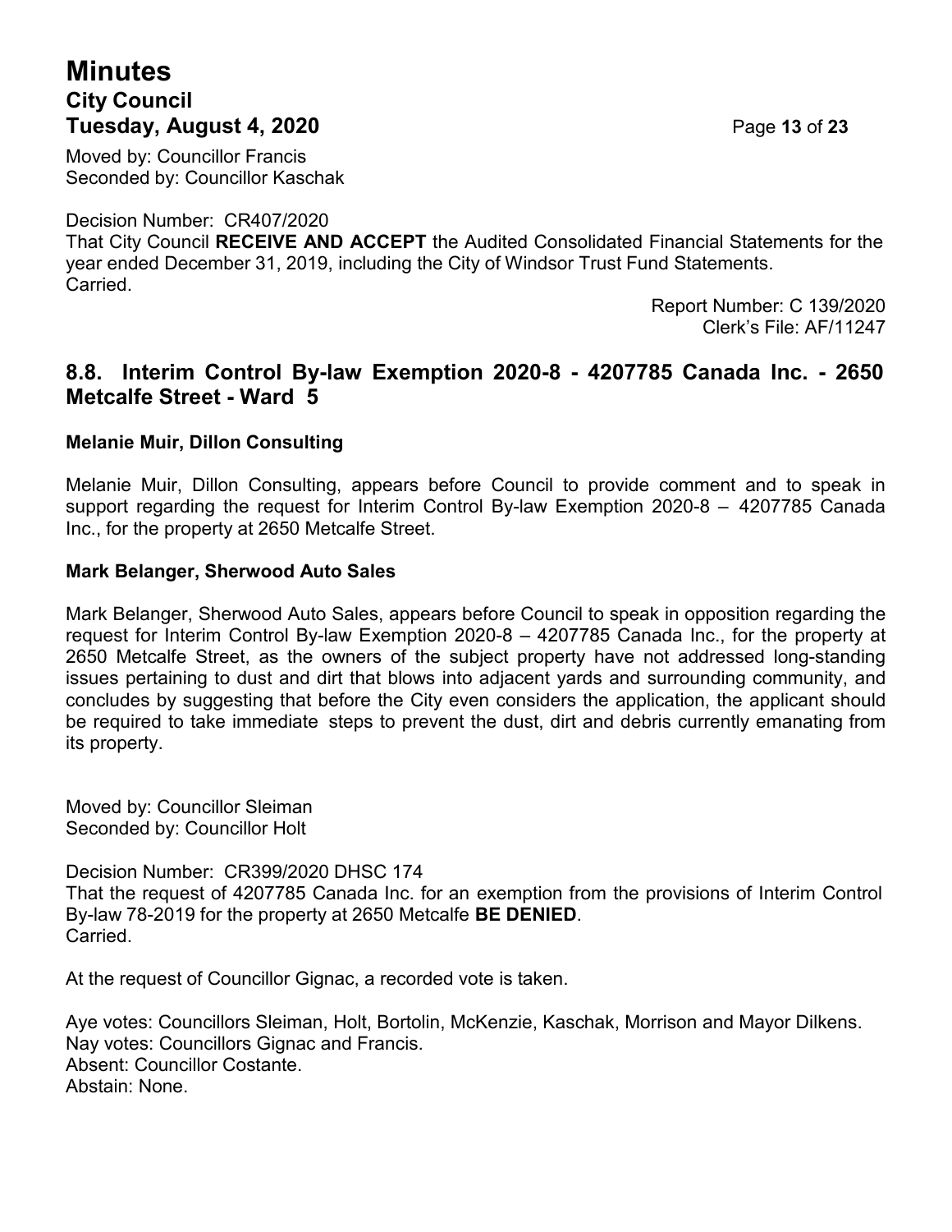Moved by: Councillor Francis
Seconded by: Councillor Kaschak

Decision Number: CR407/2020
That City Council **RECEIVE AND ACCEPT** the Audited Consolidated Financial Statements for the year ended December 31, 2019, including the City of Windsor Trust Fund Statements.
Carried.

Report Number: C 139/2020
Clerk's File: AF/11247

## 8.8. Interim Control By-law Exemption 2020-8 - 4207785 Canada Inc. - 2650 Metcalfe Street - Ward 5

**Melanie Muir, Dillon Consulting**

Melanie Muir, Dillon Consulting, appears before Council to provide comment and to speak in support regarding the request for Interim Control By-law Exemption 2020-8 – 4207785 Canada Inc., for the property at 2650 Metcalfe Street.

**Mark Belanger, Sherwood Auto Sales**

Mark Belanger, Sherwood Auto Sales, appears before Council to speak in opposition regarding the request for Interim Control By-law Exemption 2020-8 – 4207785 Canada Inc., for the property at 2650 Metcalfe Street, as the owners of the subject property have not addressed long-standing issues pertaining to dust and dirt that blows into adjacent yards and surrounding community, and concludes by suggesting that before the City even considers the application, the applicant should be required to take immediate steps to prevent the dust, dirt and debris currently emanating from its property.

Moved by: Councillor Sleiman
Seconded by: Councillor Holt

Decision Number: CR399/2020 DHSC 174
That the request of 4207785 Canada Inc. for an exemption from the provisions of Interim Control By-law 78-2019 for the property at 2650 Metcalfe **BE DENIED**.
Carried.

At the request of Councillor Gignac, a recorded vote is taken.

Aye votes: Councillors Sleiman, Holt, Bortolin, McKenzie, Kaschak, Morrison and Mayor Dilkens.
Nay votes: Councillors Gignac and Francis.
Absent: Councillor Costante.
Abstain: None.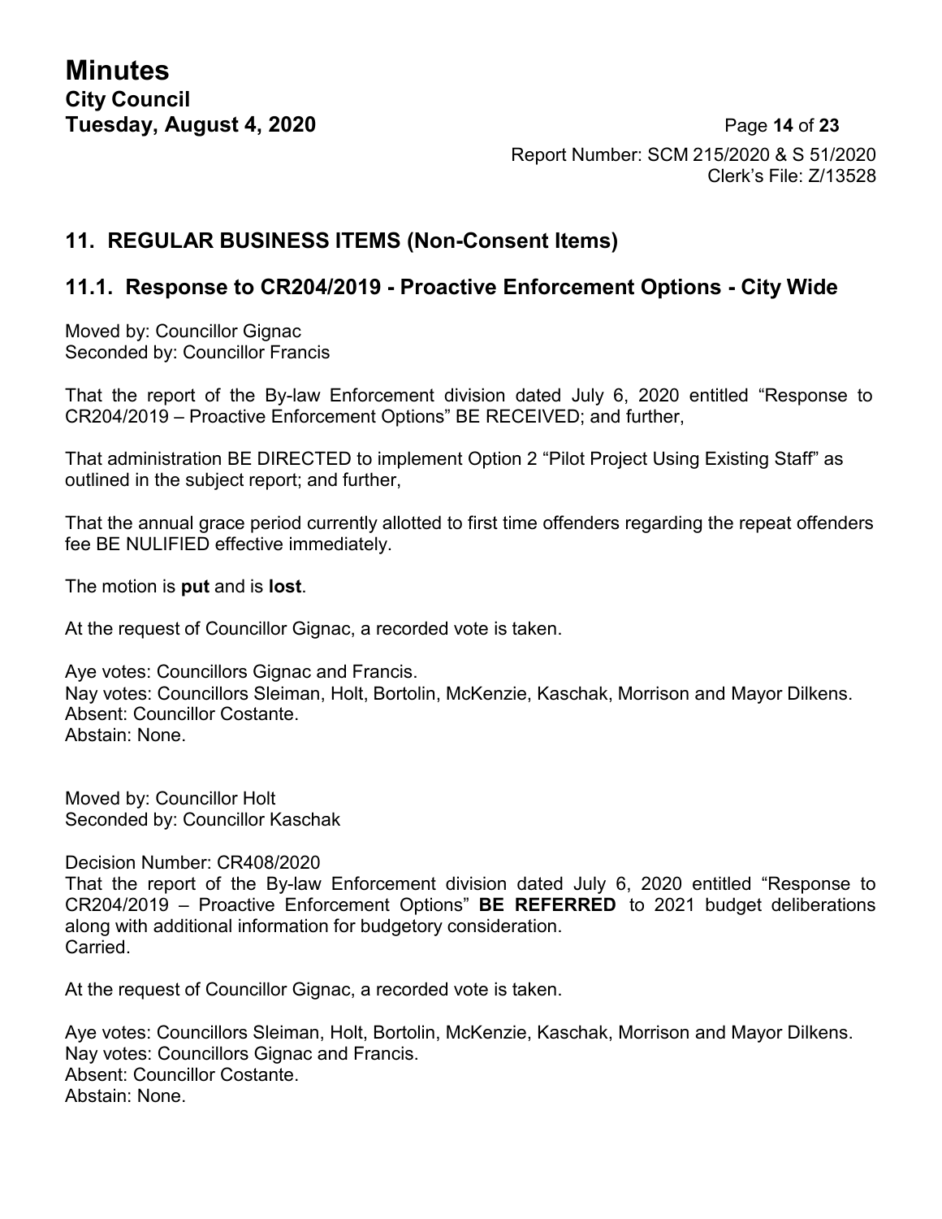Report Number: SCM 215/2020 & S 51/2020
Clerk's File: Z/13528

## 11. REGULAR BUSINESS ITEMS (Non-Consent Items)

## 11.1. Response to CR204/2019 - Proactive Enforcement Options - City Wide

Moved by: Councillor Gignac
Seconded by: Councillor Francis

That the report of the By-law Enforcement division dated July 6, 2020 entitled "Response to CR204/2019 – Proactive Enforcement Options" BE RECEIVED; and further,

That administration BE DIRECTED to implement Option 2 "Pilot Project Using Existing Staff" as outlined in the subject report; and further,

That the annual grace period currently allotted to first time offenders regarding the repeat offenders fee BE NULIFIED effective immediately.

The motion is **put** and is **lost**.

At the request of Councillor Gignac, a recorded vote is taken.

Aye votes: Councillors Gignac and Francis.
Nay votes: Councillors Sleiman, Holt, Bortolin, McKenzie, Kaschak, Morrison and Mayor Dilkens.
Absent: Councillor Costante.
Abstain: None.

Moved by: Councillor Holt
Seconded by: Councillor Kaschak

Decision Number: CR408/2020
That the report of the By-law Enforcement division dated July 6, 2020 entitled "Response to CR204/2019 – Proactive Enforcement Options" **BE REFERRED** to 2021 budget deliberations along with additional information for budgetory consideration.
Carried.

At the request of Councillor Gignac, a recorded vote is taken.

Aye votes: Councillors Sleiman, Holt, Bortolin, McKenzie, Kaschak, Morrison and Mayor Dilkens.
Nay votes: Councillors Gignac and Francis.
Absent: Councillor Costante.
Abstain: None.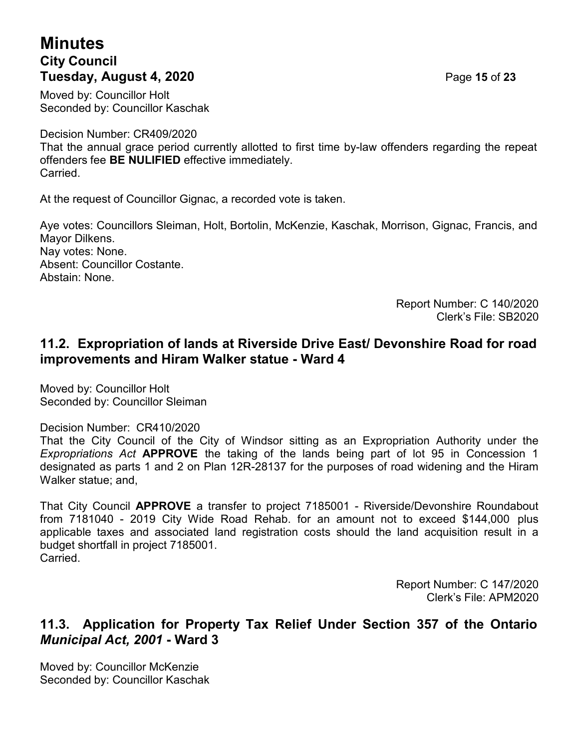Moved by: Councillor Holt
Seconded by: Councillor Kaschak

Decision Number: CR409/2020
That the annual grace period currently allotted to first time by-law offenders regarding the repeat offenders fee **BE NULIFIED** effective immediately.
Carried.

At the request of Councillor Gignac, a recorded vote is taken.

Aye votes: Councillors Sleiman, Holt, Bortolin, McKenzie, Kaschak, Morrison, Gignac, Francis, and Mayor Dilkens.
Nay votes: None.
Absent: Councillor Costante.
Abstain: None.

Report Number: C 140/2020
Clerk's File: SB2020

## 11.2. Expropriation of lands at Riverside Drive East/ Devonshire Road for road improvements and Hiram Walker statue - Ward 4

Moved by: Councillor Holt
Seconded by: Councillor Sleiman

Decision Number: CR410/2020
That the City Council of the City of Windsor sitting as an Expropriation Authority under the *Expropriations Act* **APPROVE** the taking of the lands being part of lot 95 in Concession 1 designated as parts 1 and 2 on Plan 12R-28137 for the purposes of road widening and the Hiram Walker statue; and,

That City Council **APPROVE** a transfer to project 7185001 - Riverside/Devonshire Roundabout from 7181040 - 2019 City Wide Road Rehab. for an amount not to exceed $144,000 plus applicable taxes and associated land registration costs should the land acquisition result in a budget shortfall in project 7185001.
Carried.

Report Number: C 147/2020
Clerk's File: APM2020

## 11.3. Application for Property Tax Relief Under Section 357 of the Ontario *Municipal Act, 2001* - Ward 3

Moved by: Councillor McKenzie
Seconded by: Councillor Kaschak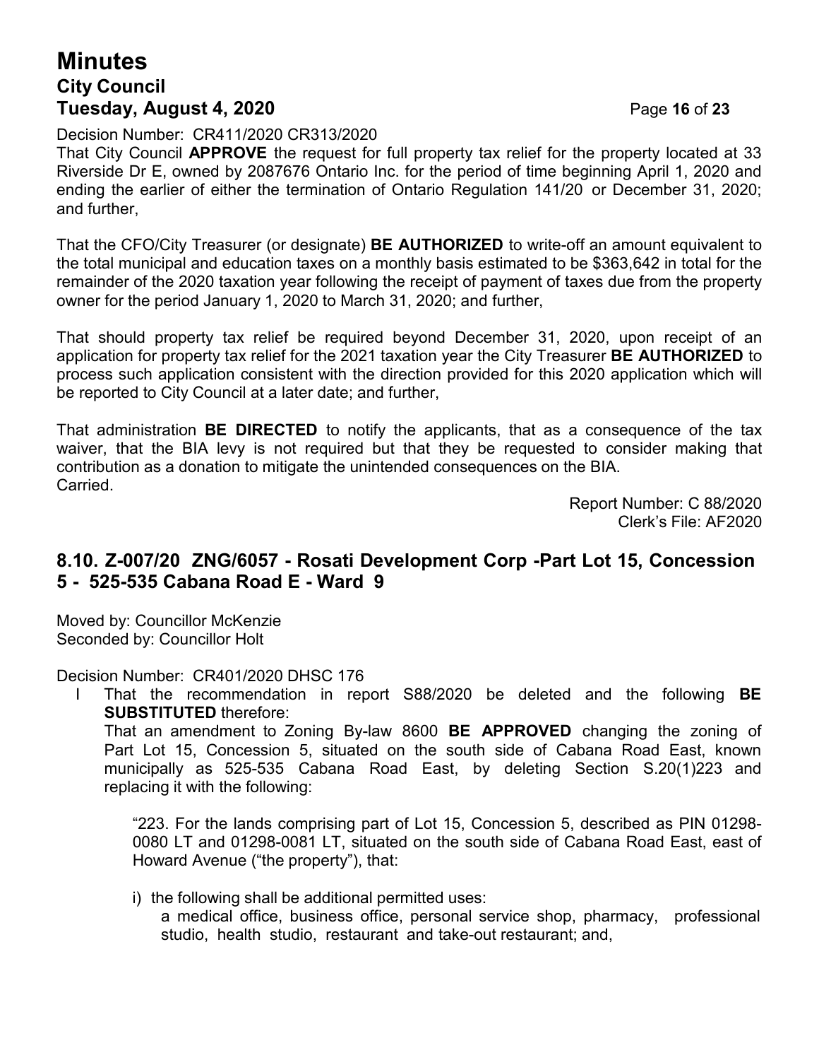Decision Number: CR411/2020 CR313/2020

That City Council **APPROVE** the request for full property tax relief for the property located at 33 Riverside Dr E, owned by 2087676 Ontario Inc. for the period of time beginning April 1, 2020 and ending the earlier of either the termination of Ontario Regulation 141/20 or December 31, 2020; and further,

That the CFO/City Treasurer (or designate) **BE AUTHORIZED** to write-off an amount equivalent to the total municipal and education taxes on a monthly basis estimated to be $363,642 in total for the remainder of the 2020 taxation year following the receipt of payment of taxes due from the property owner for the period January 1, 2020 to March 31, 2020; and further,

That should property tax relief be required beyond December 31, 2020, upon receipt of an application for property tax relief for the 2021 taxation year the City Treasurer **BE AUTHORIZED** to process such application consistent with the direction provided for this 2020 application which will be reported to City Council at a later date; and further,

That administration **BE DIRECTED** to notify the applicants, that as a consequence of the tax waiver, that the BIA levy is not required but that they be requested to consider making that contribution as a donation to mitigate the unintended consequences on the BIA.

Carried.

Report Number: C 88/2020
Clerk's File: AF2020

## 8.10. Z-007/20 ZNG/6057 - Rosati Development Corp -Part Lot 15, Concession 5 - 525-535 Cabana Road E - Ward 9

Moved by: Councillor McKenzie
Seconded by: Councillor Holt

Decision Number: CR401/2020 DHSC 176

I That the recommendation in report S88/2020 be deleted and the following **BE SUBSTITUTED** therefore:

That an amendment to Zoning By-law 8600 **BE APPROVED** changing the zoning of Part Lot 15, Concession 5, situated on the south side of Cabana Road East, known municipally as 525-535 Cabana Road East, by deleting Section S.20(1)223 and replacing it with the following:

"223. For the lands comprising part of Lot 15, Concession 5, described as PIN 01298-0080 LT and 01298-0081 LT, situated on the south side of Cabana Road East, east of Howard Avenue ("the property"), that:

i) the following shall be additional permitted uses:
a medical office, business office, personal service shop, pharmacy, professional studio, health studio, restaurant and take-out restaurant; and,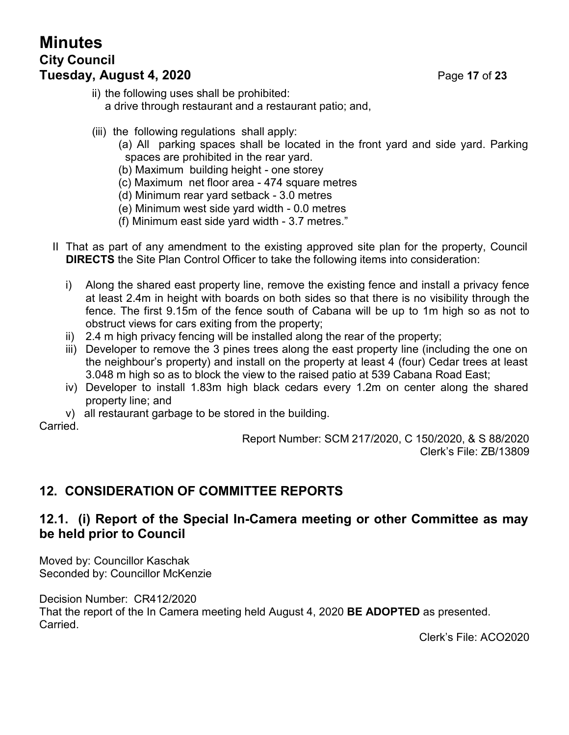ii) the following uses shall be prohibited:
   a drive through restaurant and a restaurant patio; and,

(iii) the following regulations shall apply:
   (a) All parking spaces shall be located in the front yard and side yard. Parking spaces are prohibited in the rear yard.
   (b) Maximum building height - one storey
   (c) Maximum net floor area - 474 square metres
   (d) Minimum rear yard setback - 3.0 metres
   (e) Minimum west side yard width - 0.0 metres
   (f) Minimum east side yard width - 3.7 metres."

II That as part of any amendment to the existing approved site plan for the property, Council **DIRECTS** the Site Plan Control Officer to take the following items into consideration:

i) Along the shared east property line, remove the existing fence and install a privacy fence at least 2.4m in height with boards on both sides so that there is no visibility through the fence. The first 9.15m of the fence south of Cabana will be up to 1m high so as not to obstruct views for cars exiting from the property;
ii) 2.4 m high privacy fencing will be installed along the rear of the property;
iii) Developer to remove the 3 pines trees along the east property line (including the one on the neighbour's property) and install on the property at least 4 (four) Cedar trees at least 3.048 m high so as to block the view to the raised patio at 539 Cabana Road East;
iv) Developer to install 1.83m high black cedars every 1.2m on center along the shared property line; and
v) all restaurant garbage to be stored in the building.

Carried.

Report Number: SCM 217/2020, C 150/2020, & S 88/2020
Clerk's File: ZB/13809

## 12. CONSIDERATION OF COMMITTEE REPORTS

### 12.1. (i) Report of the Special In-Camera meeting or other Committee as may be held prior to Council

Moved by: Councillor Kaschak
Seconded by: Councillor McKenzie

Decision Number: CR412/2020
That the report of the In Camera meeting held August 4, 2020 **BE ADOPTED** as presented.
Carried.

Clerk's File: ACO2020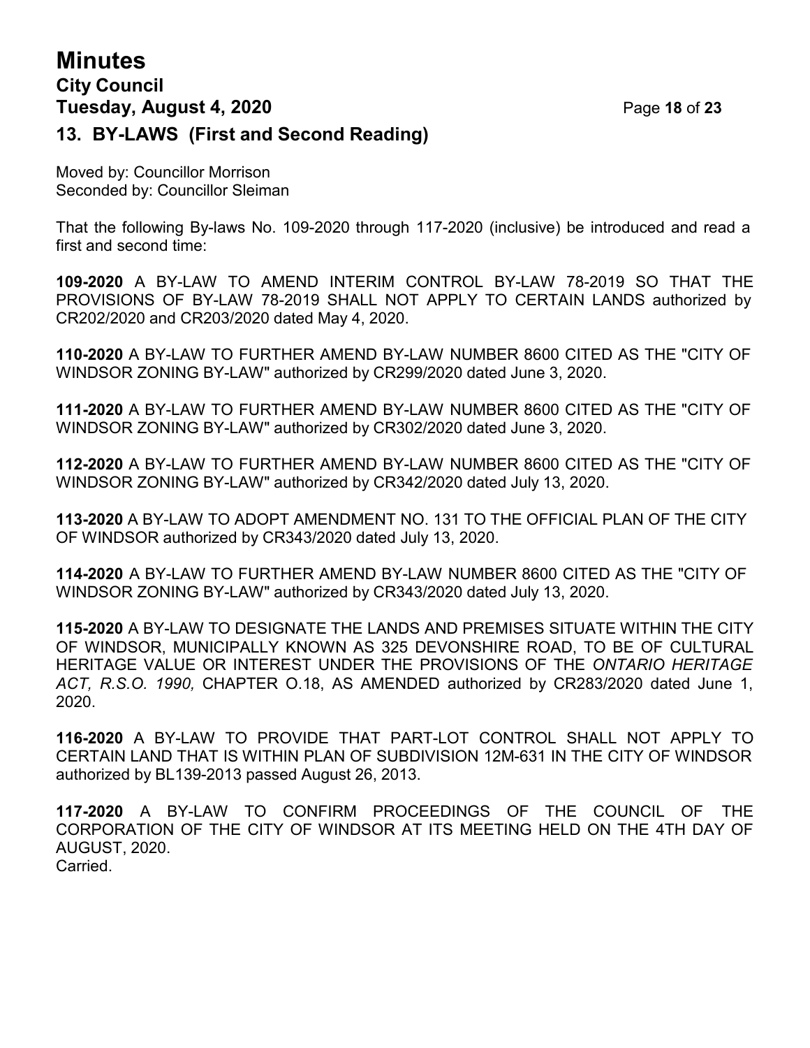## 13. BY-LAWS (First and Second Reading)

Moved by: Councillor Morrison
Seconded by: Councillor Sleiman

That the following By-laws No. 109-2020 through 117-2020 (inclusive) be introduced and read a first and second time:

**109-2020** A BY-LAW TO AMEND INTERIM CONTROL BY-LAW 78-2019 SO THAT THE PROVISIONS OF BY-LAW 78-2019 SHALL NOT APPLY TO CERTAIN LANDS authorized by CR202/2020 and CR203/2020 dated May 4, 2020.

**110-2020** A BY-LAW TO FURTHER AMEND BY-LAW NUMBER 8600 CITED AS THE "CITY OF WINDSOR ZONING BY-LAW" authorized by CR299/2020 dated June 3, 2020.

**111-2020** A BY-LAW TO FURTHER AMEND BY-LAW NUMBER 8600 CITED AS THE "CITY OF WINDSOR ZONING BY-LAW" authorized by CR302/2020 dated June 3, 2020.

**112-2020** A BY-LAW TO FURTHER AMEND BY-LAW NUMBER 8600 CITED AS THE "CITY OF WINDSOR ZONING BY-LAW" authorized by CR342/2020 dated July 13, 2020.

**113-2020** A BY-LAW TO ADOPT AMENDMENT NO. 131 TO THE OFFICIAL PLAN OF THE CITY OF WINDSOR authorized by CR343/2020 dated July 13, 2020.

**114-2020** A BY-LAW TO FURTHER AMEND BY-LAW NUMBER 8600 CITED AS THE "CITY OF WINDSOR ZONING BY-LAW" authorized by CR343/2020 dated July 13, 2020.

**115-2020** A BY-LAW TO DESIGNATE THE LANDS AND PREMISES SITUATE WITHIN THE CITY OF WINDSOR, MUNICIPALLY KNOWN AS 325 DEVONSHIRE ROAD, TO BE OF CULTURAL HERITAGE VALUE OR INTEREST UNDER THE PROVISIONS OF THE *ONTARIO HERITAGE ACT, R.S.O. 1990,* CHAPTER O.18, AS AMENDED authorized by CR283/2020 dated June 1, 2020.

**116-2020** A BY-LAW TO PROVIDE THAT PART-LOT CONTROL SHALL NOT APPLY TO CERTAIN LAND THAT IS WITHIN PLAN OF SUBDIVISION 12M-631 IN THE CITY OF WINDSOR authorized by BL139-2013 passed August 26, 2013.

**117-2020** A BY-LAW TO CONFIRM PROCEEDINGS OF THE COUNCIL OF THE CORPORATION OF THE CITY OF WINDSOR AT ITS MEETING HELD ON THE 4TH DAY OF AUGUST, 2020.
Carried.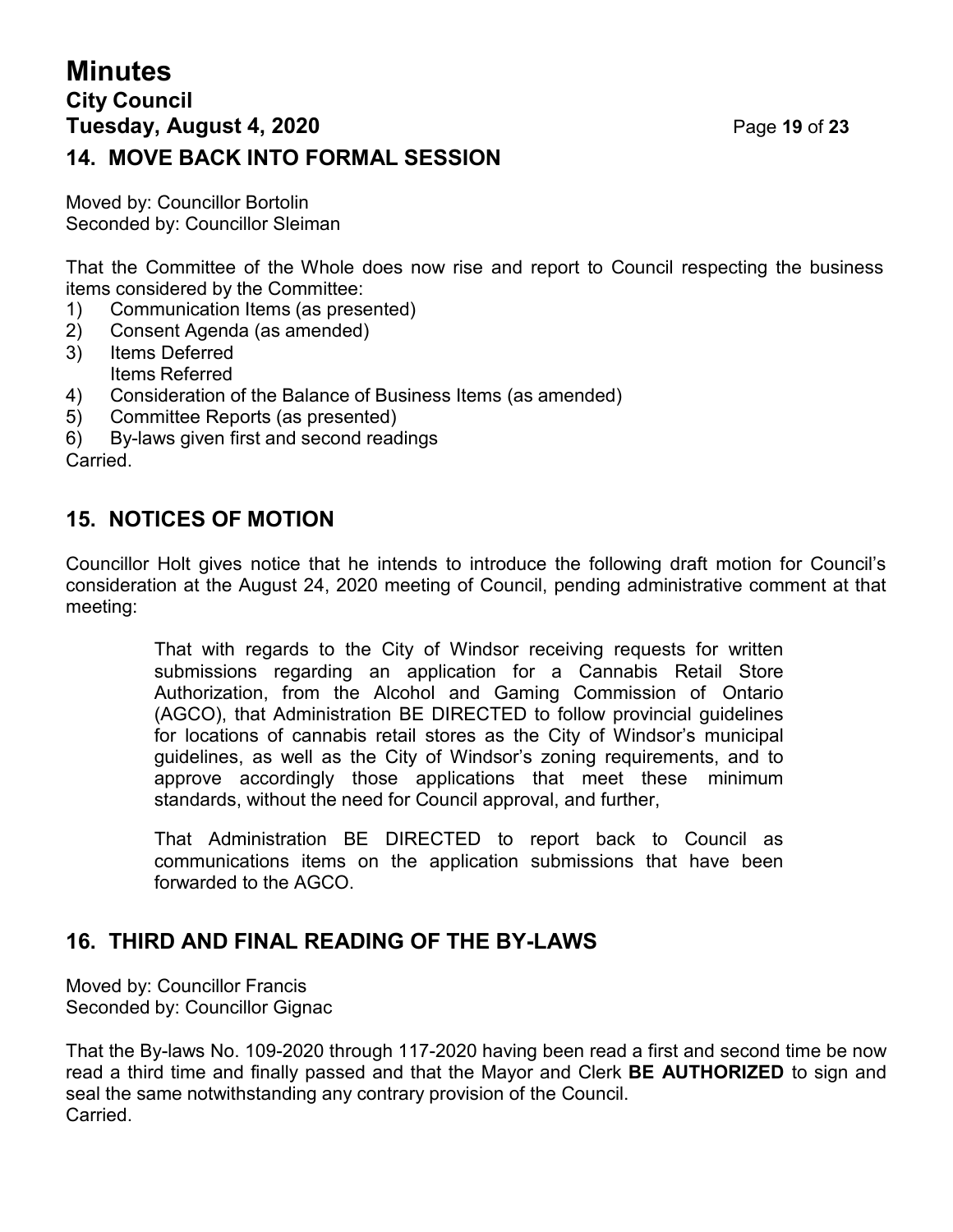## 14. MOVE BACK INTO FORMAL SESSION

Moved by: Councillor Bortolin
Seconded by: Councillor Sleiman

That the Committee of the Whole does now rise and report to Council respecting the business items considered by the Committee:

1) Communication Items (as presented)
2) Consent Agenda (as amended)
3) Items Deferred
   Items Referred
4) Consideration of the Balance of Business Items (as amended)
5) Committee Reports (as presented)
6) By-laws given first and second readings

Carried.

## 15. NOTICES OF MOTION

Councillor Holt gives notice that he intends to introduce the following draft motion for Council's consideration at the August 24, 2020 meeting of Council, pending administrative comment at that meeting:

> That with regards to the City of Windsor receiving requests for written submissions regarding an application for a Cannabis Retail Store Authorization, from the Alcohol and Gaming Commission of Ontario (AGCO), that Administration BE DIRECTED to follow provincial guidelines for locations of cannabis retail stores as the City of Windsor's municipal guidelines, as well as the City of Windsor's zoning requirements, and to approve accordingly those applications that meet these minimum standards, without the need for Council approval, and further,
>
> That Administration BE DIRECTED to report back to Council as communications items on the application submissions that have been forwarded to the AGCO.

## 16. THIRD AND FINAL READING OF THE BY-LAWS

Moved by: Councillor Francis
Seconded by: Councillor Gignac

That the By-laws No. 109-2020 through 117-2020 having been read a first and second time be now read a third time and finally passed and that the Mayor and Clerk **BE AUTHORIZED** to sign and seal the same notwithstanding any contrary provision of the Council.
Carried.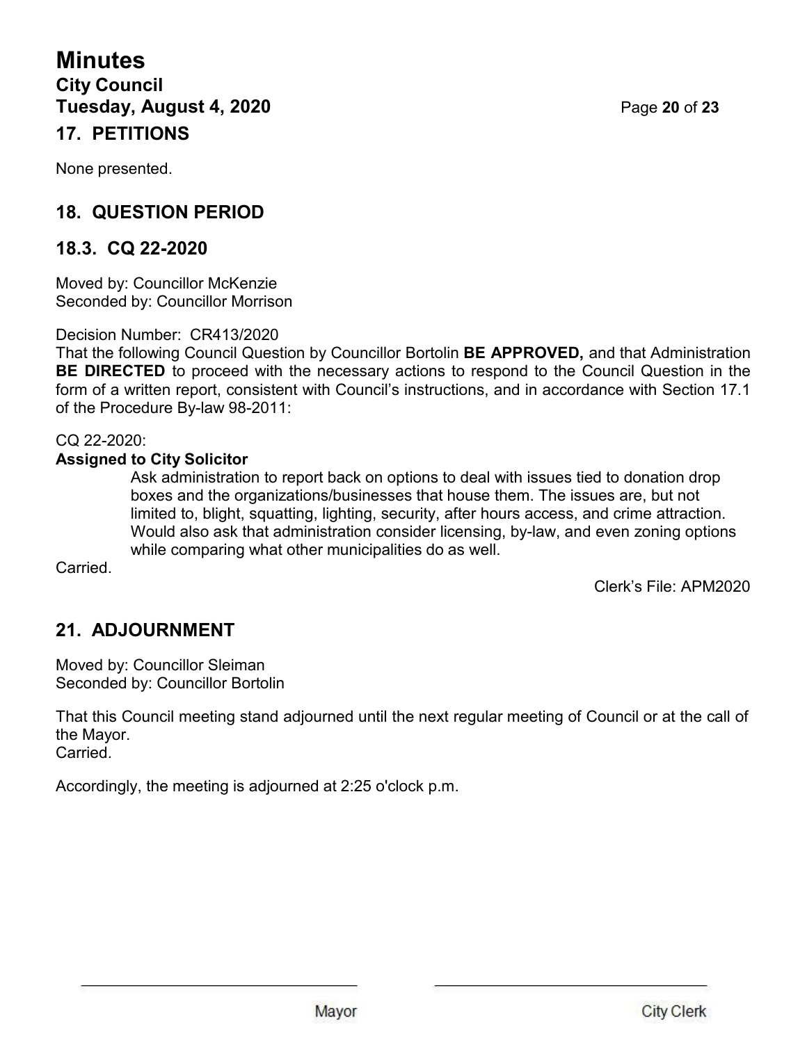## 17. PETITIONS

None presented.

## 18. QUESTION PERIOD

## 18.3. CQ 22-2020

Moved by: Councillor McKenzie
Seconded by: Councillor Morrison

Decision Number: CR413/2020
That the following Council Question by Councillor Bortolin **BE APPROVED,** and that Administration **BE DIRECTED** to proceed with the necessary actions to respond to the Council Question in the form of a written report, consistent with Council's instructions, and in accordance with Section 17.1 of the Procedure By-law 98-2011:

CQ 22-2020:
**Assigned to City Solicitor**

> Ask administration to report back on options to deal with issues tied to donation drop boxes and the organizations/businesses that house them. The issues are, but not limited to, blight, squatting, lighting, security, after hours access, and crime attraction. Would also ask that administration consider licensing, by-law, and even zoning options while comparing what other municipalities do as well.

Carried.

Clerk's File: APM2020

## 21. ADJOURNMENT

Moved by: Councillor Sleiman
Seconded by: Councillor Bortolin

That this Council meeting stand adjourned until the next regular meeting of Council or at the call of the Mayor.
Carried.

Accordingly, the meeting is adjourned at 2:25 o'clock p.m.

Mayor

City Clerk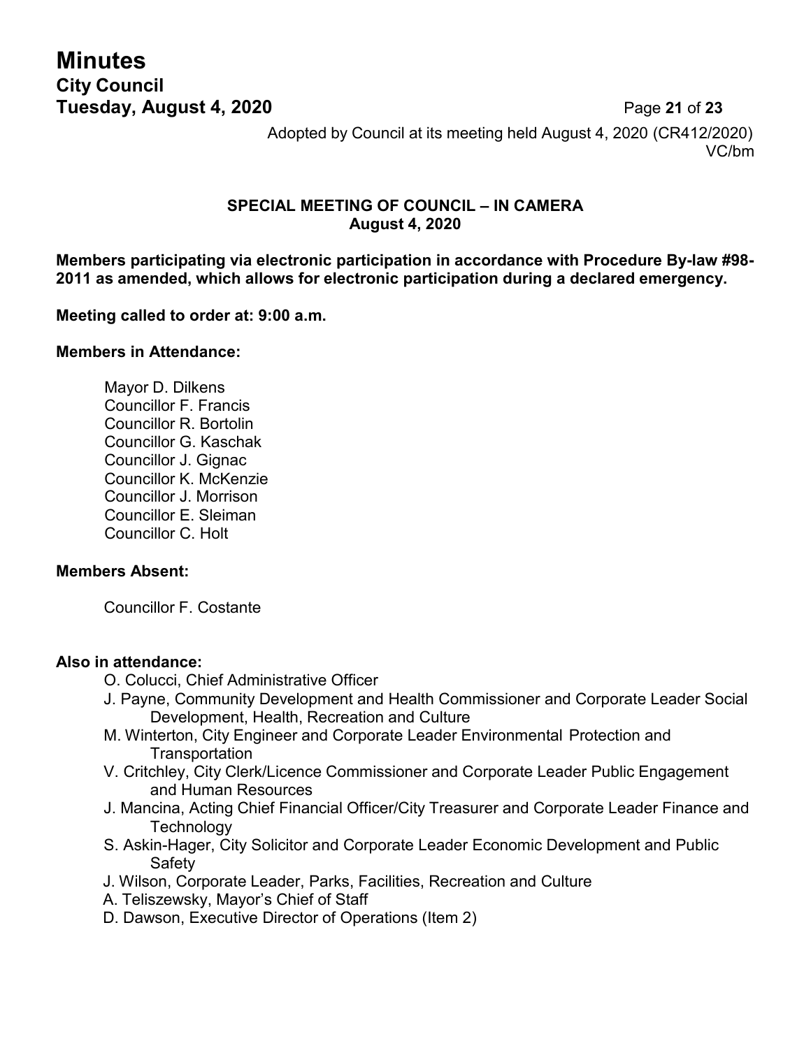Adopted by Council at its meeting held August 4, 2020 (CR412/2020)
VC/bm

## SPECIAL MEETING OF COUNCIL – IN CAMERA
**August 4, 2020**

**Members participating via electronic participation in accordance with Procedure By-law #98-2011 as amended, which allows for electronic participation during a declared emergency.**

**Meeting called to order at: 9:00 a.m.**

**Members in Attendance:**

Mayor D. Dilkens
Councillor F. Francis
Councillor R. Bortolin
Councillor G. Kaschak
Councillor J. Gignac
Councillor K. McKenzie
Councillor J. Morrison
Councillor E. Sleiman
Councillor C. Holt

**Members Absent:**

Councillor F. Costante

**Also in attendance:**

- O. Colucci, Chief Administrative Officer
- J. Payne, Community Development and Health Commissioner and Corporate Leader Social Development, Health, Recreation and Culture
- M. Winterton, City Engineer and Corporate Leader Environmental Protection and Transportation
- V. Critchley, City Clerk/Licence Commissioner and Corporate Leader Public Engagement and Human Resources
- J. Mancina, Acting Chief Financial Officer/City Treasurer and Corporate Leader Finance and Technology
- S. Askin-Hager, City Solicitor and Corporate Leader Economic Development and Public Safety
- J. Wilson, Corporate Leader, Parks, Facilities, Recreation and Culture
- A. Teliszewsky, Mayor's Chief of Staff
- D. Dawson, Executive Director of Operations (Item 2)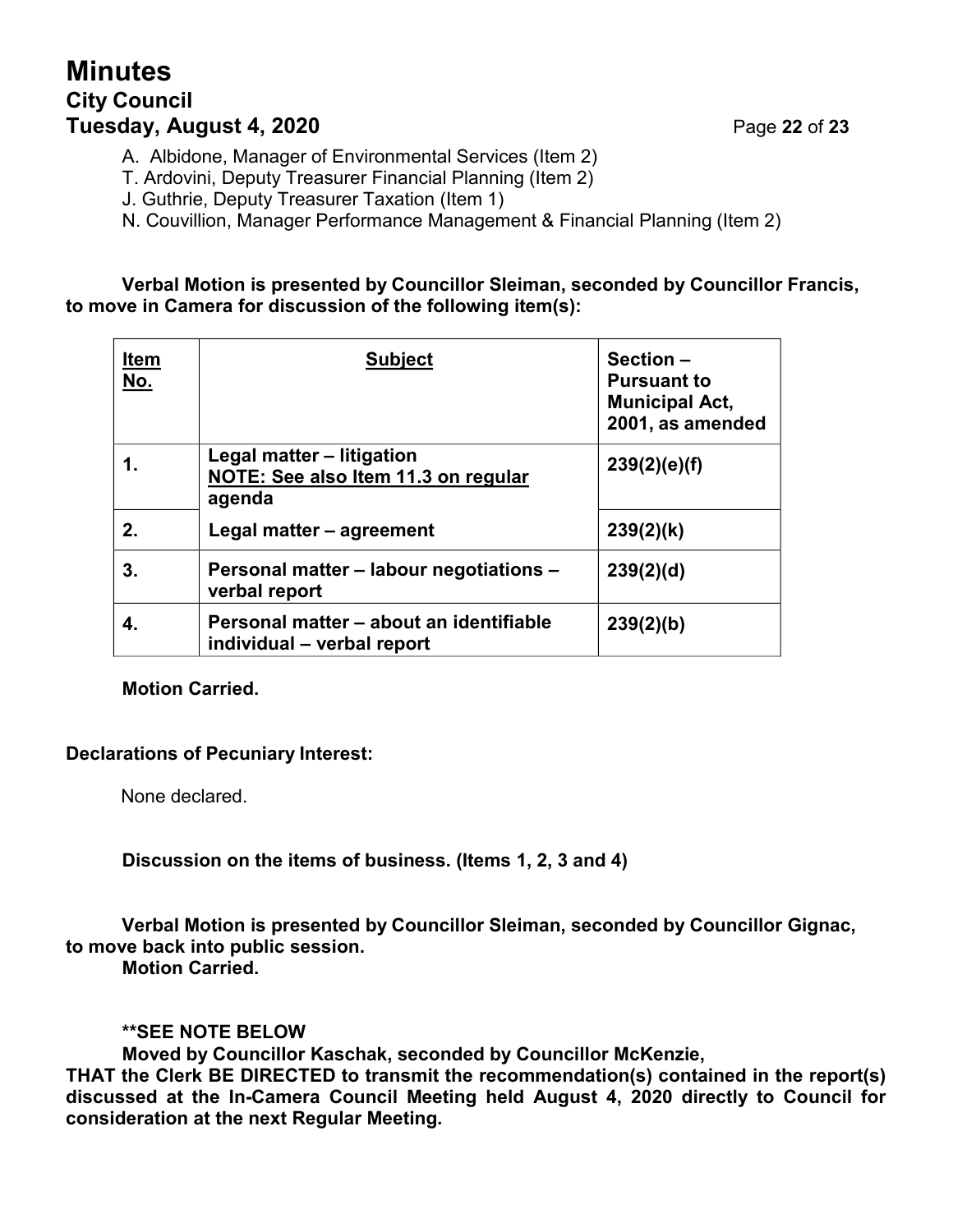A. Albidone, Manager of Environmental Services (Item 2)
T. Ardovini, Deputy Treasurer Financial Planning (Item 2)
J. Guthrie, Deputy Treasurer Taxation (Item 1)
N. Couvillion, Manager Performance Management & Financial Planning (Item 2)

**Verbal Motion is presented by Councillor Sleiman, seconded by Councillor Francis, to move in Camera for discussion of the following item(s):**

| Item No. | Subject | Section – Pursuant to Municipal Act, 2001, as amended |
|---|---|---|
| 1. | **Legal matter – litigation** **NOTE: See also Item 11.3 on regular agenda** | **239(2)(e)(f)** |
| 2. | **Legal matter – agreement** | **239(2)(k)** |
| 3. | **Personal matter – labour negotiations – verbal report** | **239(2)(d)** |
| 4. | **Personal matter – about an identifiable individual – verbal report** | **239(2)(b)** |

**Motion Carried.**

**Declarations of Pecuniary Interest:**

None declared.

**Discussion on the items of business. (Items 1, 2, 3 and 4)**

**Verbal Motion is presented by Councillor Sleiman, seconded by Councillor Gignac, to move back into public session.**
**Motion Carried.**

**\*\*SEE NOTE BELOW**
**Moved by Councillor Kaschak, seconded by Councillor McKenzie,**
**THAT the Clerk BE DIRECTED to transmit the recommendation(s) contained in the report(s) discussed at the In-Camera Council Meeting held August 4, 2020 directly to Council for consideration at the next Regular Meeting.**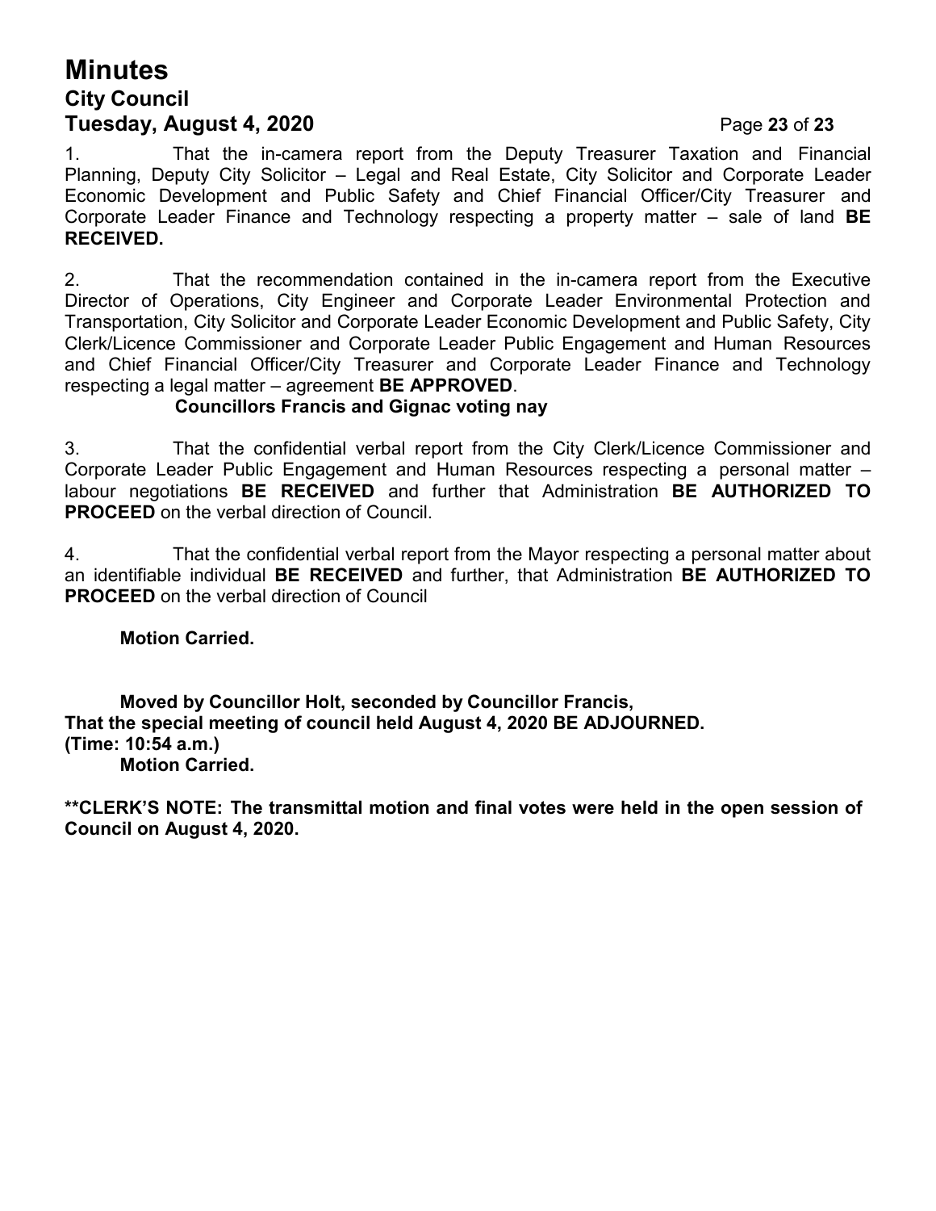1. That the in-camera report from the Deputy Treasurer Taxation and Financial Planning, Deputy City Solicitor – Legal and Real Estate, City Solicitor and Corporate Leader Economic Development and Public Safety and Chief Financial Officer/City Treasurer and Corporate Leader Finance and Technology respecting a property matter – sale of land **BE RECEIVED.**

2. That the recommendation contained in the in-camera report from the Executive Director of Operations, City Engineer and Corporate Leader Environmental Protection and Transportation, City Solicitor and Corporate Leader Economic Development and Public Safety, City Clerk/Licence Commissioner and Corporate Leader Public Engagement and Human Resources and Chief Financial Officer/City Treasurer and Corporate Leader Finance and Technology respecting a legal matter – agreement **BE APPROVED**.

**Councillors Francis and Gignac voting nay**

3. That the confidential verbal report from the City Clerk/Licence Commissioner and Corporate Leader Public Engagement and Human Resources respecting a personal matter – labour negotiations **BE RECEIVED** and further that Administration **BE AUTHORIZED TO PROCEED** on the verbal direction of Council.

4. That the confidential verbal report from the Mayor respecting a personal matter about an identifiable individual **BE RECEIVED** and further, that Administration **BE AUTHORIZED TO PROCEED** on the verbal direction of Council

**Motion Carried.**

**Moved by Councillor Holt, seconded by Councillor Francis,**
**That the special meeting of council held August 4, 2020 BE ADJOURNED.**
**(Time: 10:54 a.m.)**
**Motion Carried.**

**\*\*CLERK'S NOTE: The transmittal motion and final votes were held in the open session of Council on August 4, 2020.**